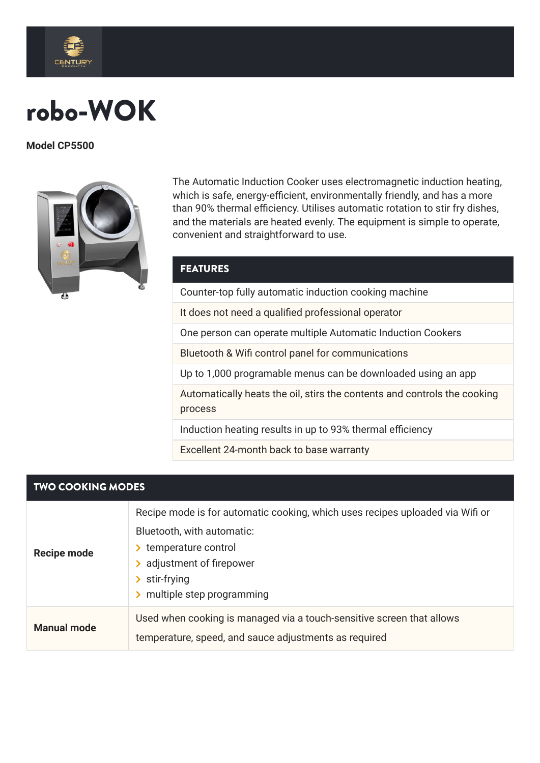# robo-WOK

**Model CP5500**

The Automatic Induction Cooker uses electromagnetic induction heating, which is safe, energy-efficient, environmentally friendly, and has a more than 90% thermal efficiency. Utilises automatic rotation to stir fry dishes, and the materials are heated evenly. The equipment is simple to operate, convenient and straightforward to use.

| FEATURES |
| --- |
| Counter-top fully automatic induction cooking machine |
| It does not need a qualified professional operator |
| One person can operate multiple Automatic Induction Cookers |
| Bluetooth & Wifi control panel for communications |
| Up to 1,000 programable menus can be downloaded using an app |
| Automatically heats the oil, stirs the contents and controls the cooking process |
| Induction heating results in up to 93% thermal efficiency |
| Excellent 24-month back to base warranty |

| TWO COOKING MODES | |
| --- | --- |
| **Recipe mode** | Recipe mode is for automatic cooking, which uses recipes uploaded via Wifi or Bluetooth, with automatic:<br>› temperature control<br>› adjustment of firepower<br>› stir-frying<br>› multiple step programming |
| **Manual mode** | Used when cooking is managed via a touch-sensitive screen that allows temperature, speed, and sauce adjustments as required |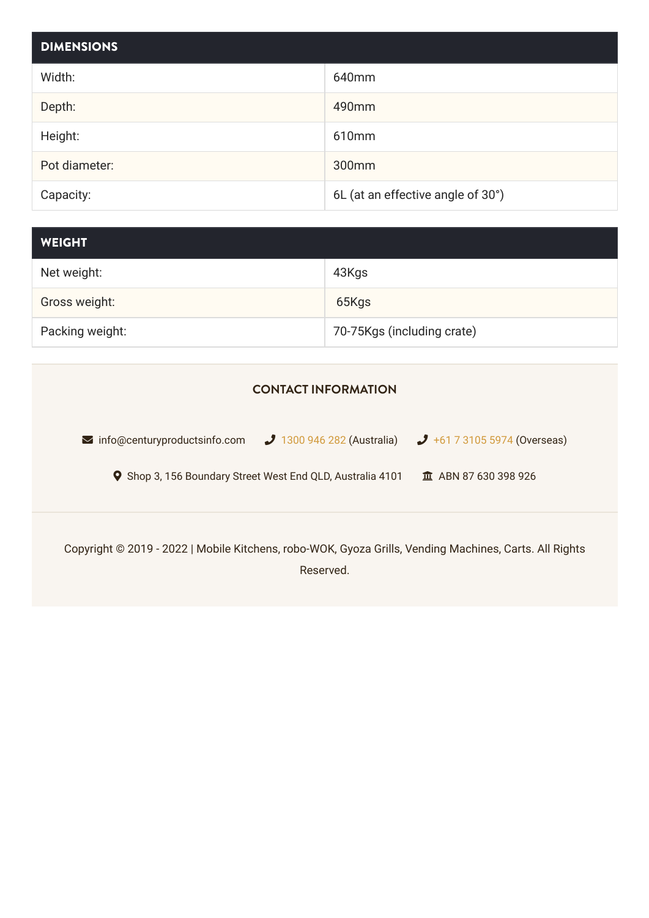## DIMENSIONS

| | |
|---|---|
| Width: | 640mm |
| Depth: | 490mm |
| Height: | 610mm |
| Pot diameter: | 300mm |
| Capacity: | 6L (at an effective angle of 30°) |

## WEIGHT

| | |
|---|---|
| Net weight: | 43Kgs |
| Gross weight: | 65Kgs |
| Packing weight: | 70-75Kgs (including crate) |

### CONTACT INFORMATION

info@centuryproductsinfo.com  1300 946 282 (Australia)  +61 7 3105 5974 (Overseas)

Shop 3, 156 Boundary Street West End QLD, Australia 4101  ABN 87 630 398 926

Copyright © 2019 - 2022 | Mobile Kitchens, robo-WOK, Gyoza Grills, Vending Machines, Carts. All Rights Reserved.